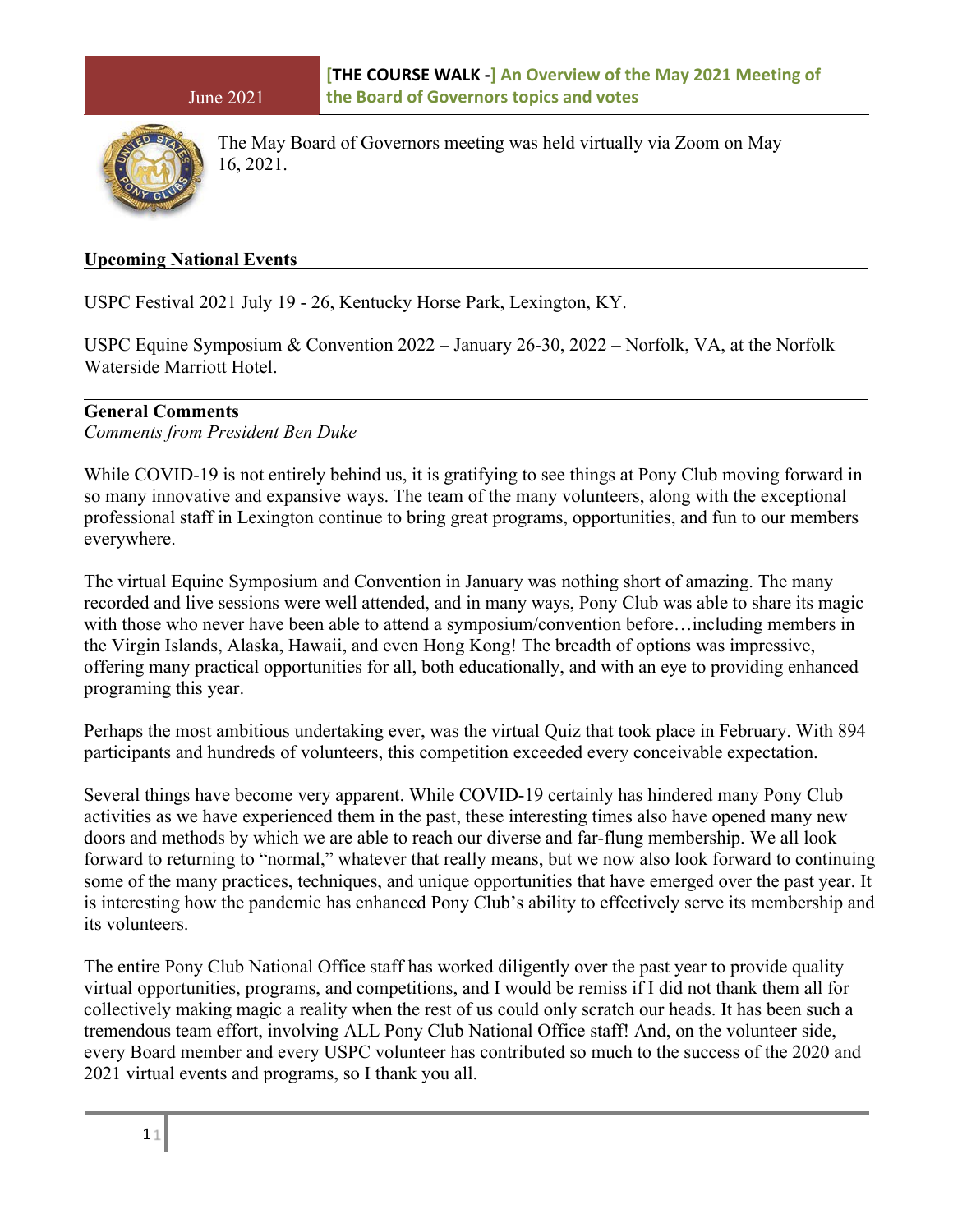June 2021

# [THE COURSE WALK -] An Overview of the May 2021 Meeting of the Board of Governors topics and votes

The May Board of Governors meeting was held virtually via Zoom on May 16, 2021.

## Upcoming National Events

USPC Festival 2021 July 19 - 26, Kentucky Horse Park, Lexington, KY.

USPC Equine Symposium & Convention 2022 – January 26-30, 2022 – Norfolk, VA, at the Norfolk Waterside Marriott Hotel.

## General Comments

*Comments from President Ben Duke*

While COVID-19 is not entirely behind us, it is gratifying to see things at Pony Club moving forward in so many innovative and expansive ways. The team of the many volunteers, along with the exceptional professional staff in Lexington continue to bring great programs, opportunities, and fun to our members everywhere.

The virtual Equine Symposium and Convention in January was nothing short of amazing. The many recorded and live sessions were well attended, and in many ways, Pony Club was able to share its magic with those who never have been able to attend a symposium/convention before…including members in the Virgin Islands, Alaska, Hawaii, and even Hong Kong! The breadth of options was impressive, offering many practical opportunities for all, both educationally, and with an eye to providing enhanced programing this year.

Perhaps the most ambitious undertaking ever, was the virtual Quiz that took place in February. With 894 participants and hundreds of volunteers, this competition exceeded every conceivable expectation.

Several things have become very apparent. While COVID-19 certainly has hindered many Pony Club activities as we have experienced them in the past, these interesting times also have opened many new doors and methods by which we are able to reach our diverse and far-flung membership. We all look forward to returning to "normal," whatever that really means, but we now also look forward to continuing some of the many practices, techniques, and unique opportunities that have emerged over the past year. It is interesting how the pandemic has enhanced Pony Club's ability to effectively serve its membership and its volunteers.

The entire Pony Club National Office staff has worked diligently over the past year to provide quality virtual opportunities, programs, and competitions, and I would be remiss if I did not thank them all for collectively making magic a reality when the rest of us could only scratch our heads. It has been such a tremendous team effort, involving ALL Pony Club National Office staff! And, on the volunteer side, every Board member and every USPC volunteer has contributed so much to the success of the 2020 and 2021 virtual events and programs, so I thank you all.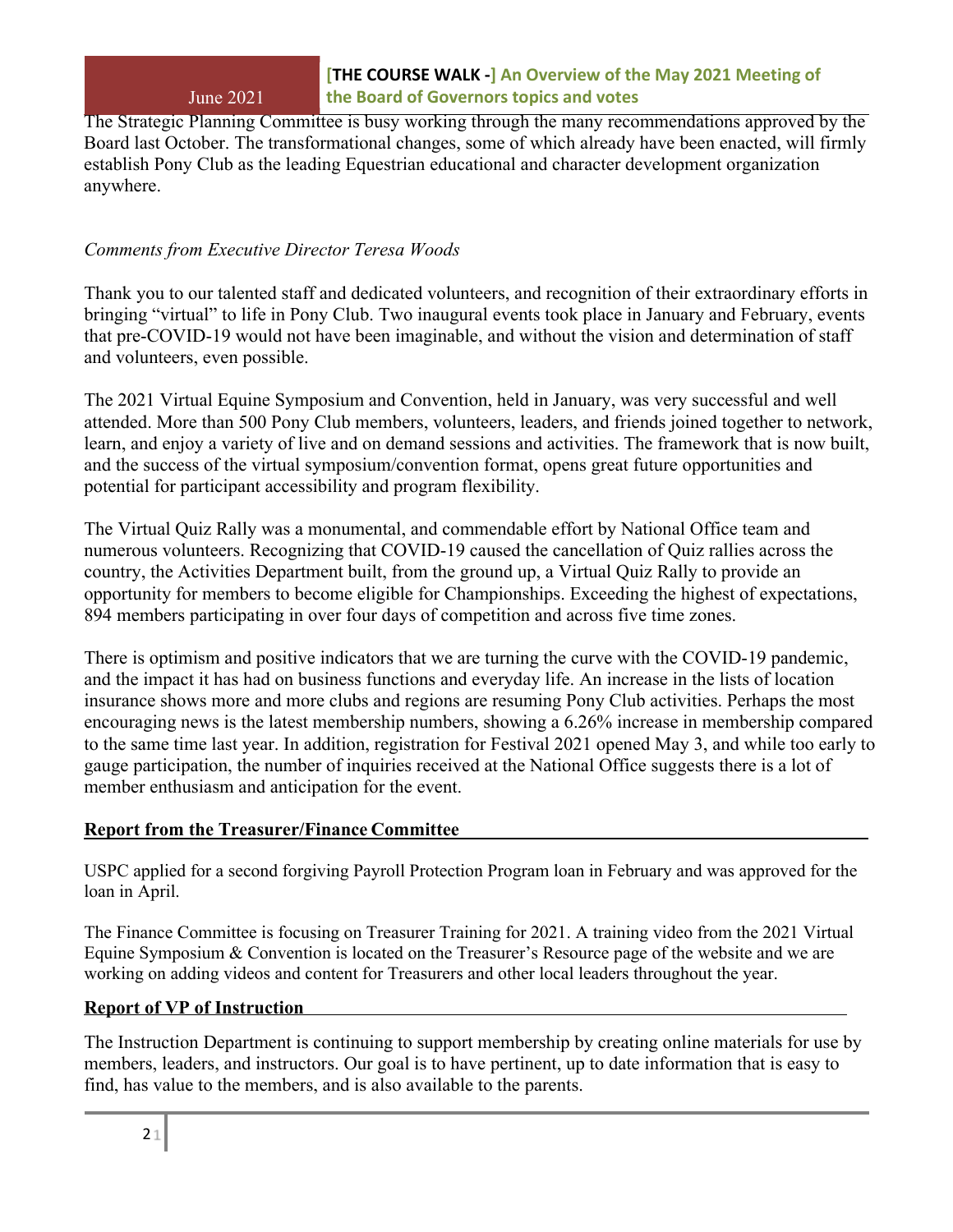The Strategic Planning Committee is busy working through the many recommendations approved by the Board last October. The transformational changes, some of which already have been enacted, will firmly establish Pony Club as the leading Equestrian educational and character development organization anywhere.

*Comments from Executive Director Teresa Woods*

Thank you to our talented staff and dedicated volunteers, and recognition of their extraordinary efforts in bringing "virtual" to life in Pony Club. Two inaugural events took place in January and February, events that pre-COVID-19 would not have been imaginable, and without the vision and determination of staff and volunteers, even possible.

The 2021 Virtual Equine Symposium and Convention, held in January, was very successful and well attended. More than 500 Pony Club members, volunteers, leaders, and friends joined together to network, learn, and enjoy a variety of live and on demand sessions and activities. The framework that is now built, and the success of the virtual symposium/convention format, opens great future opportunities and potential for participant accessibility and program flexibility.

The Virtual Quiz Rally was a monumental, and commendable effort by National Office team and numerous volunteers. Recognizing that COVID-19 caused the cancellation of Quiz rallies across the country, the Activities Department built, from the ground up, a Virtual Quiz Rally to provide an opportunity for members to become eligible for Championships. Exceeding the highest of expectations, 894 members participating in over four days of competition and across five time zones.

There is optimism and positive indicators that we are turning the curve with the COVID-19 pandemic, and the impact it has had on business functions and everyday life. An increase in the lists of location insurance shows more and more clubs and regions are resuming Pony Club activities. Perhaps the most encouraging news is the latest membership numbers, showing a 6.26% increase in membership compared to the same time last year. In addition, registration for Festival 2021 opened May 3, and while too early to gauge participation, the number of inquiries received at the National Office suggests there is a lot of member enthusiasm and anticipation for the event.

## Report from the Treasurer/Finance Committee

USPC applied for a second forgiving Payroll Protection Program loan in February and was approved for the loan in April.

The Finance Committee is focusing on Treasurer Training for 2021. A training video from the 2021 Virtual Equine Symposium & Convention is located on the Treasurer's Resource page of the website and we are working on adding videos and content for Treasurers and other local leaders throughout the year.

## Report of VP of Instruction

The Instruction Department is continuing to support membership by creating online materials for use by members, leaders, and instructors. Our goal is to have pertinent, up to date information that is easy to find, has value to the members, and is also available to the parents.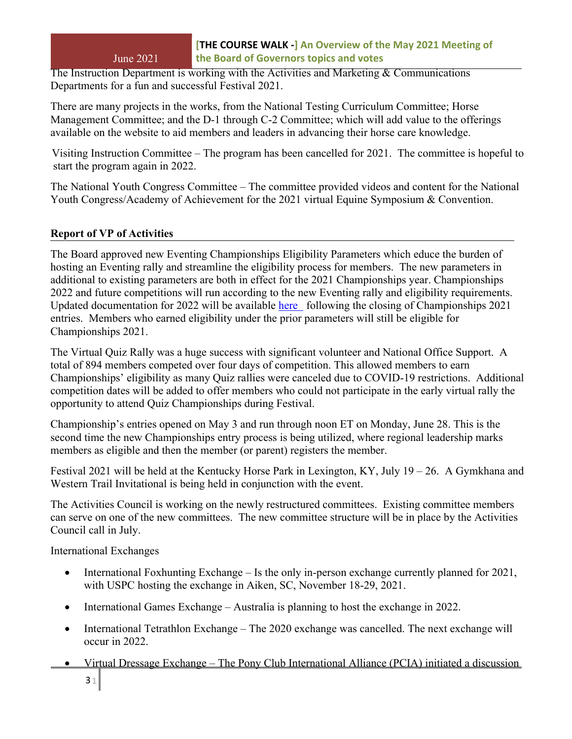The Instruction Department is working with the Activities and Marketing & Communications Departments for a fun and successful Festival 2021.

There are many projects in the works, from the National Testing Curriculum Committee; Horse Management Committee; and the D-1 through C-2 Committee; which will add value to the offerings available on the website to aid members and leaders in advancing their horse care knowledge.

Visiting Instruction Committee – The program has been cancelled for 2021. The committee is hopeful to start the program again in 2022.

The National Youth Congress Committee – The committee provided videos and content for the National Youth Congress/Academy of Achievement for the 2021 virtual Equine Symposium & Convention.

## Report of VP of Activities

The Board approved new Eventing Championships Eligibility Parameters which educe the burden of hosting an Eventing rally and streamline the eligibility process for members. The new parameters in additional to existing parameters are both in effect for the 2021 Championships year. Championships 2022 and future competitions will run according to the new Eventing rally and eligibility requirements. Updated documentation for 2022 will be available here following the closing of Championships 2021 entries. Members who earned eligibility under the prior parameters will still be eligible for Championships 2021.

The Virtual Quiz Rally was a huge success with significant volunteer and National Office Support. A total of 894 members competed over four days of competition. This allowed members to earn Championships' eligibility as many Quiz rallies were canceled due to COVID-19 restrictions. Additional competition dates will be added to offer members who could not participate in the early virtual rally the opportunity to attend Quiz Championships during Festival.

Championship's entries opened on May 3 and run through noon ET on Monday, June 28. This is the second time the new Championships entry process is being utilized, where regional leadership marks members as eligible and then the member (or parent) registers the member.

Festival 2021 will be held at the Kentucky Horse Park in Lexington, KY, July 19 – 26. A Gymkhana and Western Trail Invitational is being held in conjunction with the event.

The Activities Council is working on the newly restructured committees. Existing committee members can serve on one of the new committees. The new committee structure will be in place by the Activities Council call in July.

International Exchanges

- International Foxhunting Exchange – Is the only in-person exchange currently planned for 2021, with USPC hosting the exchange in Aiken, SC, November 18-29, 2021.
- International Games Exchange – Australia is planning to host the exchange in 2022.
- International Tetrathlon Exchange – The 2020 exchange was cancelled. The next exchange will occur in 2022.
- Virtual Dressage Exchange – The Pony Club International Alliance (PCIA) initiated a discussion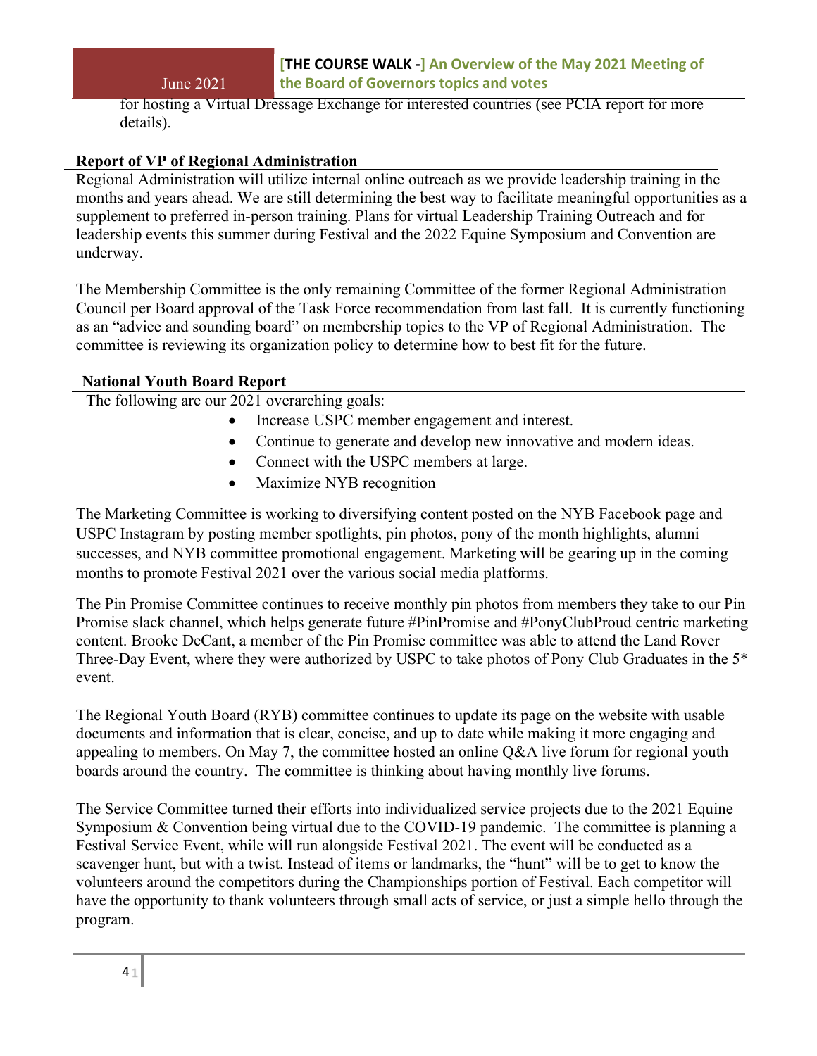for hosting a Virtual Dressage Exchange for interested countries (see PCIA report for more details).

**Report of VP of Regional Administration**

Regional Administration will utilize internal online outreach as we provide leadership training in the months and years ahead. We are still determining the best way to facilitate meaningful opportunities as a supplement to preferred in-person training. Plans for virtual Leadership Training Outreach and for leadership events this summer during Festival and the 2022 Equine Symposium and Convention are underway.

The Membership Committee is the only remaining Committee of the former Regional Administration Council per Board approval of the Task Force recommendation from last fall. It is currently functioning as an "advice and sounding board" on membership topics to the VP of Regional Administration. The committee is reviewing its organization policy to determine how to best fit for the future.

**National Youth Board Report**

The following are our 2021 overarching goals:

- Increase USPC member engagement and interest.
- Continue to generate and develop new innovative and modern ideas.
- Connect with the USPC members at large.
- Maximize NYB recognition

The Marketing Committee is working to diversifying content posted on the NYB Facebook page and USPC Instagram by posting member spotlights, pin photos, pony of the month highlights, alumni successes, and NYB committee promotional engagement. Marketing will be gearing up in the coming months to promote Festival 2021 over the various social media platforms.

The Pin Promise Committee continues to receive monthly pin photos from members they take to our Pin Promise slack channel, which helps generate future #PinPromise and #PonyClubProud centric marketing content. Brooke DeCant, a member of the Pin Promise committee was able to attend the Land Rover Three-Day Event, where they were authorized by USPC to take photos of Pony Club Graduates in the 5* event.

The Regional Youth Board (RYB) committee continues to update its page on the website with usable documents and information that is clear, concise, and up to date while making it more engaging and appealing to members. On May 7, the committee hosted an online Q&A live forum for regional youth boards around the country. The committee is thinking about having monthly live forums.

The Service Committee turned their efforts into individualized service projects due to the 2021 Equine Symposium & Convention being virtual due to the COVID-19 pandemic. The committee is planning a Festival Service Event, while will run alongside Festival 2021. The event will be conducted as a scavenger hunt, but with a twist. Instead of items or landmarks, the "hunt" will be to get to know the volunteers around the competitors during the Championships portion of Festival. Each competitor will have the opportunity to thank volunteers through small acts of service, or just a simple hello through the program.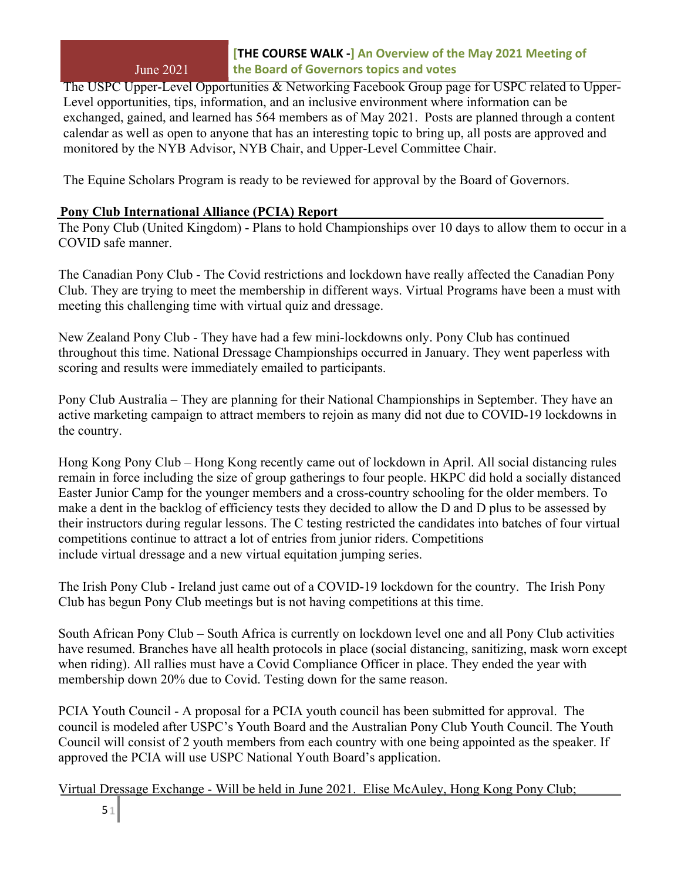The USPC Upper-Level Opportunities & Networking Facebook Group page for USPC related to Upper-Level opportunities, tips, information, and an inclusive environment where information can be exchanged, gained, and learned has 564 members as of May 2021. Posts are planned through a content calendar as well as open to anyone that has an interesting topic to bring up, all posts are approved and monitored by the NYB Advisor, NYB Chair, and Upper-Level Committee Chair.

The Equine Scholars Program is ready to be reviewed for approval by the Board of Governors.

**Pony Club International Alliance (PCIA) Report**

The Pony Club (United Kingdom) - Plans to hold Championships over 10 days to allow them to occur in a COVID safe manner.

The Canadian Pony Club - The Covid restrictions and lockdown have really affected the Canadian Pony Club. They are trying to meet the membership in different ways. Virtual Programs have been a must with meeting this challenging time with virtual quiz and dressage.

New Zealand Pony Club - They have had a few mini-lockdowns only. Pony Club has continued throughout this time. National Dressage Championships occurred in January. They went paperless with scoring and results were immediately emailed to participants.

Pony Club Australia – They are planning for their National Championships in September. They have an active marketing campaign to attract members to rejoin as many did not due to COVID-19 lockdowns in the country.

Hong Kong Pony Club – Hong Kong recently came out of lockdown in April. All social distancing rules remain in force including the size of group gatherings to four people. HKPC did hold a socially distanced Easter Junior Camp for the younger members and a cross-country schooling for the older members. To make a dent in the backlog of efficiency tests they decided to allow the D and D plus to be assessed by their instructors during regular lessons. The C testing restricted the candidates into batches of four virtual competitions continue to attract a lot of entries from junior riders. Competitions include virtual dressage and a new virtual equitation jumping series.

The Irish Pony Club - Ireland just came out of a COVID-19 lockdown for the country. The Irish Pony Club has begun Pony Club meetings but is not having competitions at this time.

South African Pony Club – South Africa is currently on lockdown level one and all Pony Club activities have resumed. Branches have all health protocols in place (social distancing, sanitizing, mask worn except when riding). All rallies must have a Covid Compliance Officer in place. They ended the year with membership down 20% due to Covid. Testing down for the same reason.

PCIA Youth Council - A proposal for a PCIA youth council has been submitted for approval. The council is modeled after USPC's Youth Board and the Australian Pony Club Youth Council. The Youth Council will consist of 2 youth members from each country with one being appointed as the speaker. If approved the PCIA will use USPC National Youth Board's application.

Virtual Dressage Exchange - Will be held in June 2021. Elise McAuley, Hong Kong Pony Club;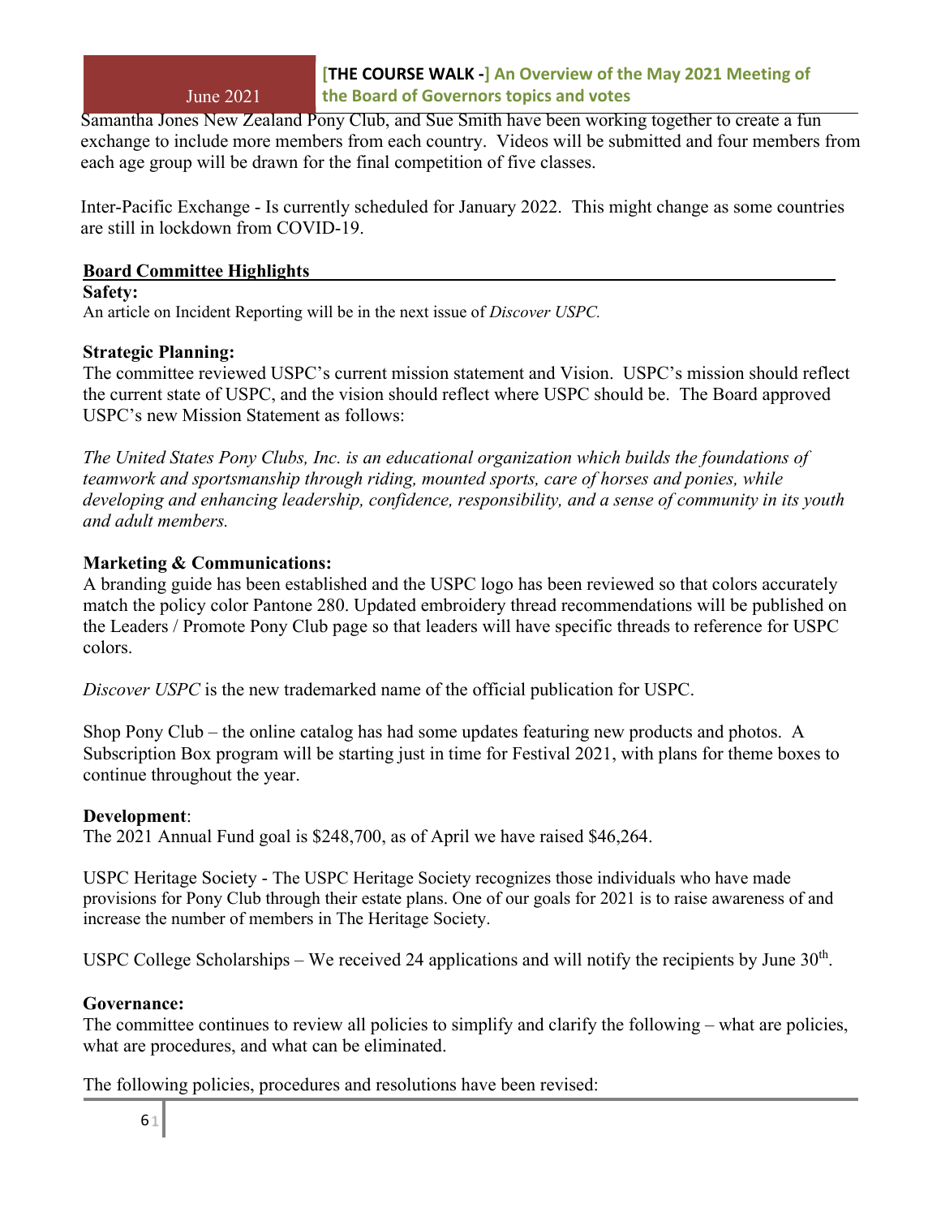Samantha Jones New Zealand Pony Club, and Sue Smith have been working together to create a fun exchange to include more members from each country. Videos will be submitted and four members from each age group will be drawn for the final competition of five classes.

Inter-Pacific Exchange - Is currently scheduled for January 2022. This might change as some countries are still in lockdown from COVID-19.

## Board Committee Highlights

**Safety:**

An article on Incident Reporting will be in the next issue of *Discover USPC.*

**Strategic Planning:**

The committee reviewed USPC's current mission statement and Vision. USPC's mission should reflect the current state of USPC, and the vision should reflect where USPC should be. The Board approved USPC's new Mission Statement as follows:

*The United States Pony Clubs, Inc. is an educational organization which builds the foundations of teamwork and sportsmanship through riding, mounted sports, care of horses and ponies, while developing and enhancing leadership, confidence, responsibility, and a sense of community in its youth and adult members.*

**Marketing & Communications:**

A branding guide has been established and the USPC logo has been reviewed so that colors accurately match the policy color Pantone 280. Updated embroidery thread recommendations will be published on the Leaders / Promote Pony Club page so that leaders will have specific threads to reference for USPC colors.

*Discover USPC* is the new trademarked name of the official publication for USPC.

Shop Pony Club – the online catalog has had some updates featuring new products and photos. A Subscription Box program will be starting just in time for Festival 2021, with plans for theme boxes to continue throughout the year.

**Development**:

The 2021 Annual Fund goal is $248,700, as of April we have raised $46,264.

USPC Heritage Society - The USPC Heritage Society recognizes those individuals who have made provisions for Pony Club through their estate plans. One of our goals for 2021 is to raise awareness of and increase the number of members in The Heritage Society.

USPC College Scholarships – We received 24 applications and will notify the recipients by June 30th.

**Governance:**

The committee continues to review all policies to simplify and clarify the following – what are policies, what are procedures, and what can be eliminated.

The following policies, procedures and resolutions have been revised: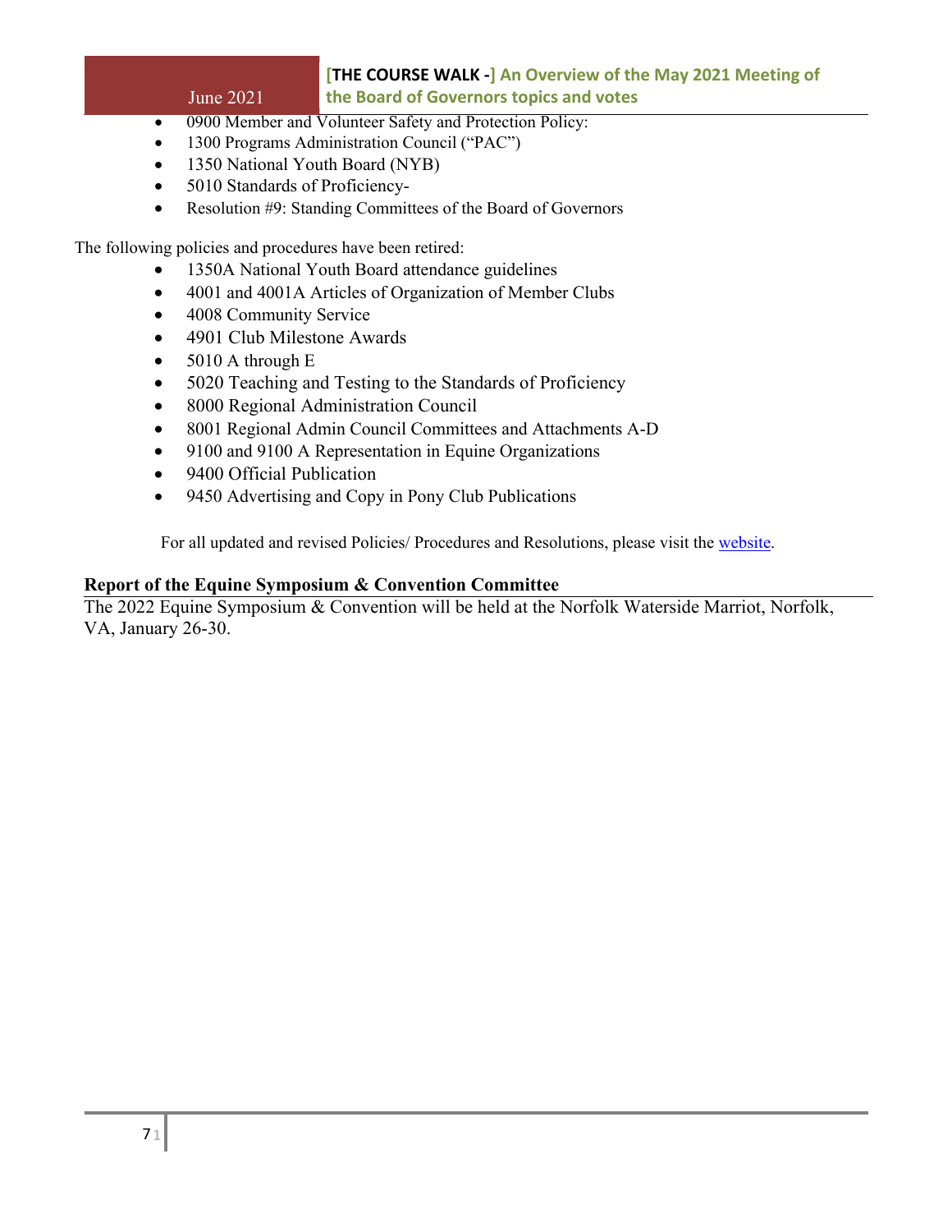- 0900 Member and Volunteer Safety and Protection Policy:
- 1300 Programs Administration Council ("PAC")
- 1350 National Youth Board (NYB)
- 5010 Standards of Proficiency-
- Resolution #9: Standing Committees of the Board of Governors

The following policies and procedures have been retired:

- 1350A National Youth Board attendance guidelines
- 4001 and 4001A Articles of Organization of Member Clubs
- 4008 Community Service
- 4901 Club Milestone Awards
- 5010 A through E
- 5020 Teaching and Testing to the Standards of Proficiency
- 8000 Regional Administration Council
- 8001 Regional Admin Council Committees and Attachments A-D
- 9100 and 9100 A Representation in Equine Organizations
- 9400 Official Publication
- 9450 Advertising and Copy in Pony Club Publications

For all updated and revised Policies/ Procedures and Resolutions, please visit the website.

## Report of the Equine Symposium & Convention Committee

The 2022 Equine Symposium & Convention will be held at the Norfolk Waterside Marriot, Norfolk, VA, January 26-30.